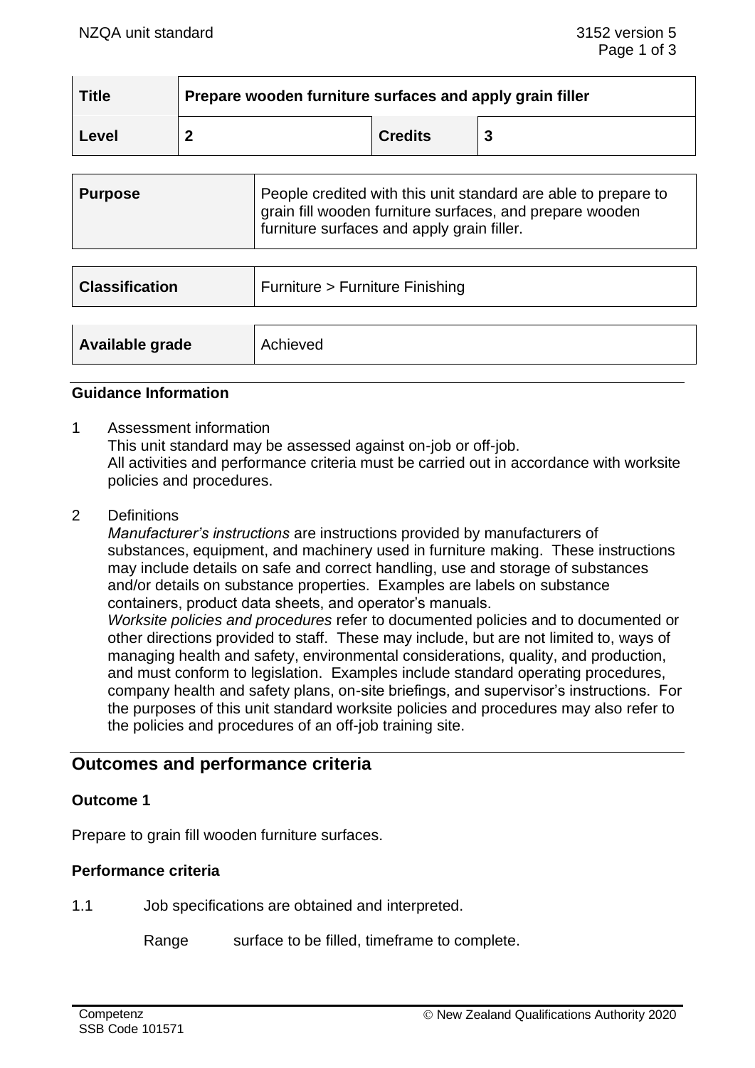| Title | Prepare wooden furniture surfaces and apply grain filler | | |
|---|---|---|---|
| Level | 2 | Credits | 3 |

| Purpose | People credited with this unit standard are able to prepare to grain fill wooden furniture surfaces, and prepare wooden furniture surfaces and apply grain filler. |
|---|---|

| Classification | Furniture > Furniture Finishing |
|---|---|

| Available grade | Achieved |
|---|---|

### Guidance Information

1 Assessment information
This unit standard may be assessed against on-job or off-job.
All activities and performance criteria must be carried out in accordance with worksite policies and procedures.

2 Definitions
*Manufacturer's instructions* are instructions provided by manufacturers of substances, equipment, and machinery used in furniture making. These instructions may include details on safe and correct handling, use and storage of substances and/or details on substance properties. Examples are labels on substance containers, product data sheets, and operator's manuals.
*Worksite policies and procedures* refer to documented policies and to documented or other directions provided to staff. These may include, but are not limited to, ways of managing health and safety, environmental considerations, quality, and production, and must conform to legislation. Examples include standard operating procedures, company health and safety plans, on-site briefings, and supervisor's instructions. For the purposes of this unit standard worksite policies and procedures may also refer to the policies and procedures of an off-job training site.

## Outcomes and performance criteria

### Outcome 1

Prepare to grain fill wooden furniture surfaces.

### Performance criteria

1.1 Job specifications are obtained and interpreted.

Range surface to be filled, timeframe to complete.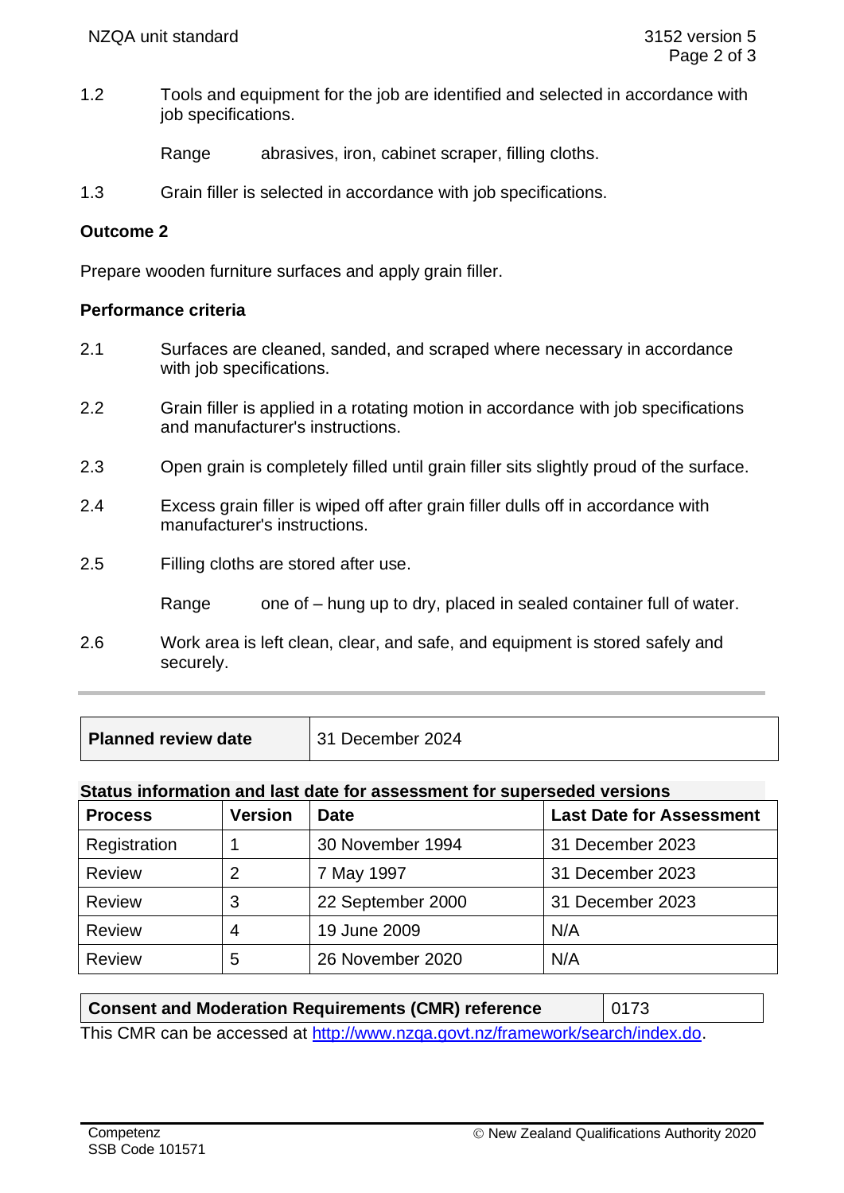1.2 Tools and equipment for the job are identified and selected in accordance with job specifications.

Range abrasives, iron, cabinet scraper, filling cloths.

1.3 Grain filler is selected in accordance with job specifications.

**Outcome 2**

Prepare wooden furniture surfaces and apply grain filler.

**Performance criteria**

2.1 Surfaces are cleaned, sanded, and scraped where necessary in accordance with job specifications.

2.2 Grain filler is applied in a rotating motion in accordance with job specifications and manufacturer's instructions.

2.3 Open grain is completely filled until grain filler sits slightly proud of the surface.

2.4 Excess grain filler is wiped off after grain filler dulls off in accordance with manufacturer's instructions.

2.5 Filling cloths are stored after use.

Range one of – hung up to dry, placed in sealed container full of water.

2.6 Work area is left clean, clear, and safe, and equipment is stored safely and securely.

---

| **Planned review date** | 31 December 2024 |
|---|---|

**Status information and last date for assessment for superseded versions**

| Process | Version | Date | Last Date for Assessment |
|---|---|---|---|
| Registration | 1 | 30 November 1994 | 31 December 2023 |
| Review | 2 | 7 May 1997 | 31 December 2023 |
| Review | 3 | 22 September 2000 | 31 December 2023 |
| Review | 4 | 19 June 2009 | N/A |
| Review | 5 | 26 November 2020 | N/A |

| **Consent and Moderation Requirements (CMR) reference** | 0173 |
|---|---|

This CMR can be accessed at http://www.nzqa.govt.nz/framework/search/index.do.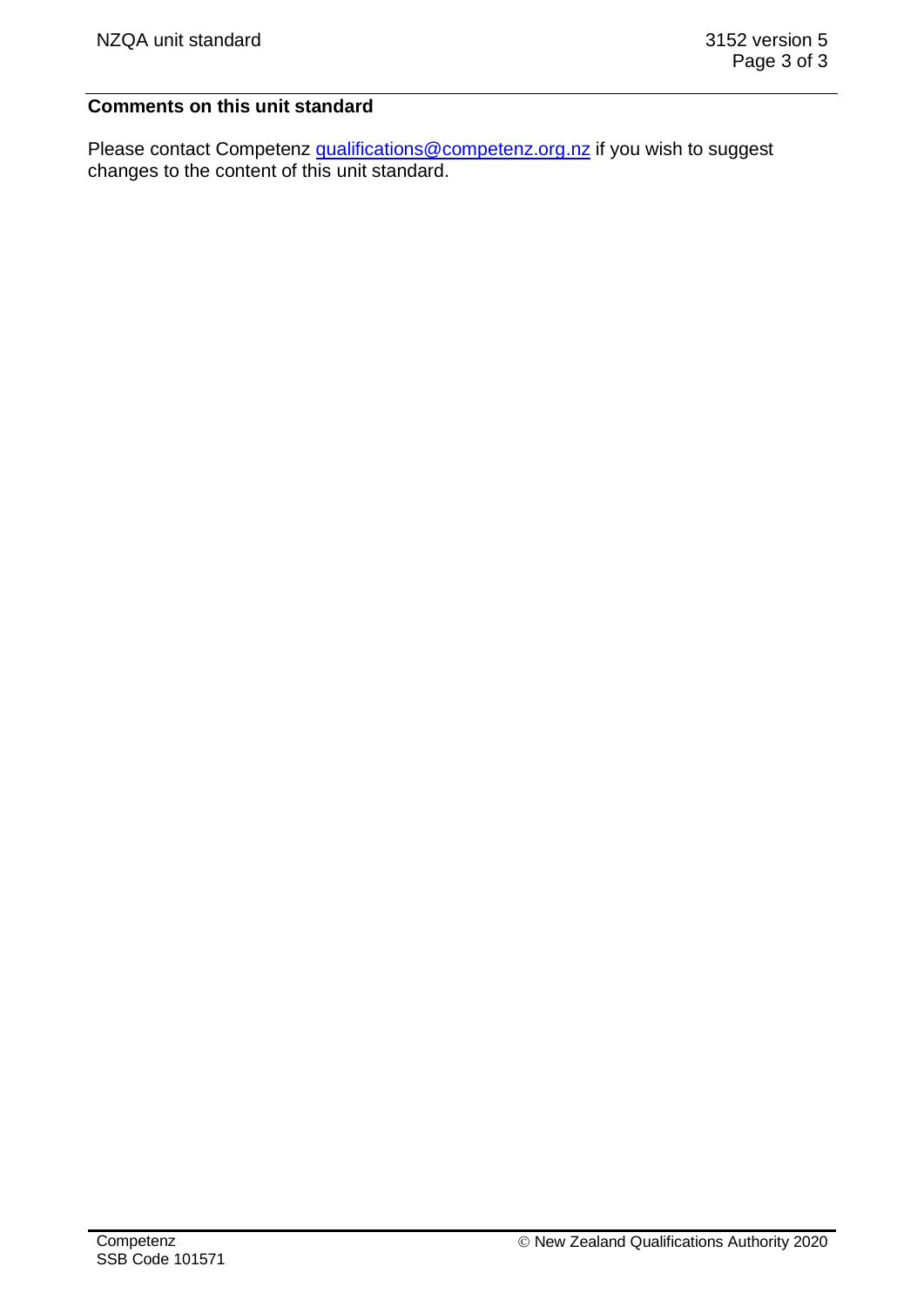## Comments on this unit standard

Please contact Competenz qualifications@competenz.org.nz if you wish to suggest changes to the content of this unit standard.